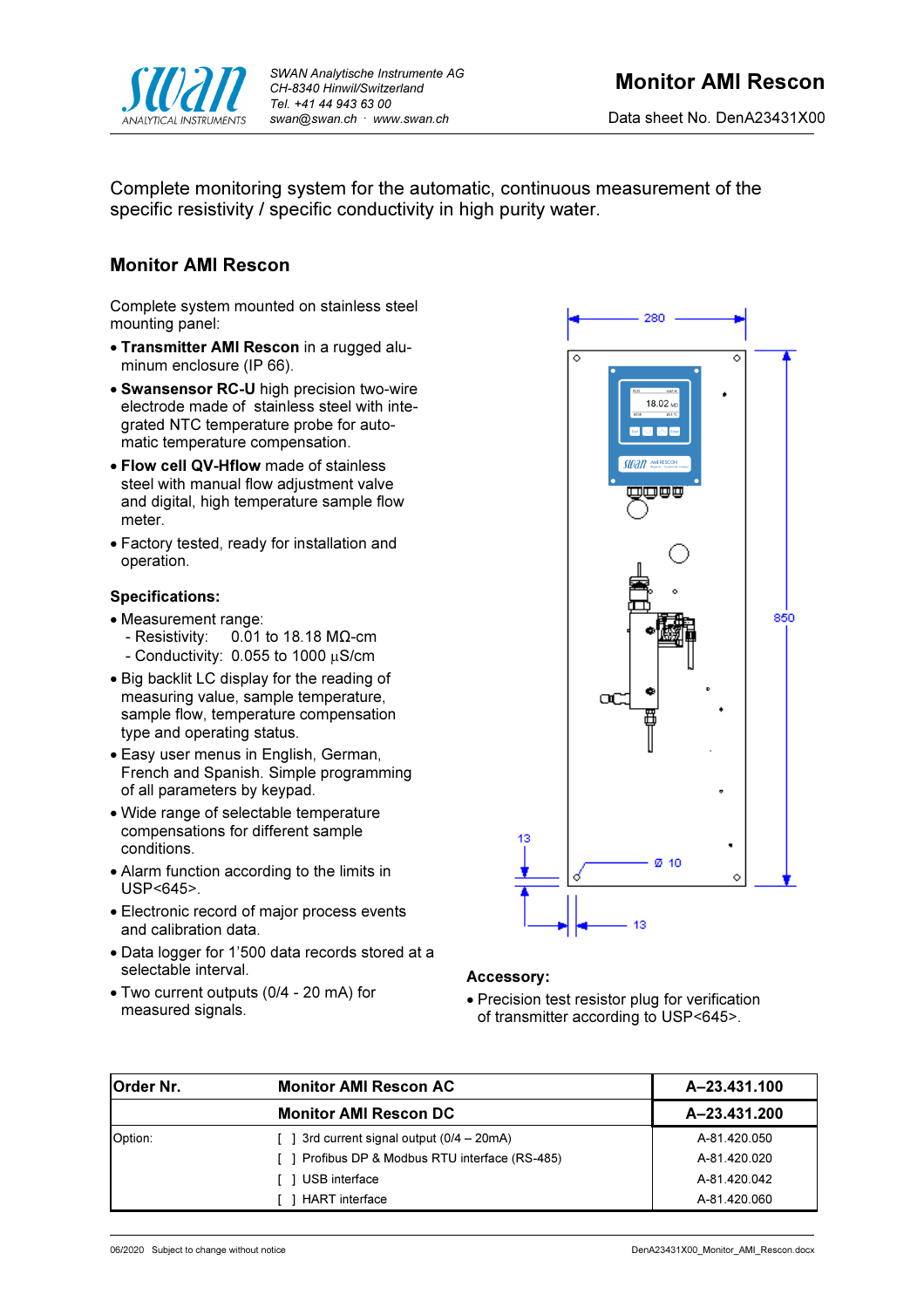SWAN Analytische Instrumente AG
CH-8340 Hinwil/Switzerland
Tel. +41 44 943 63 00
swan@swan.ch · www.swan.ch

# Monitor AMI Rescon

Data sheet No. DenA23431X00

Complete monitoring system for the automatic, continuous measurement of the specific resistivity / specific conductivity in high purity water.

## Monitor AMI Rescon

Complete system mounted on stainless steel mounting panel:

- **Transmitter AMI Rescon** in a rugged aluminum enclosure (IP 66).
- **Swansensor RC-U** high precision two-wire electrode made of stainless steel with integrated NTC temperature probe for automatic temperature compensation.
- **Flow cell QV-Hflow** made of stainless steel with manual flow adjustment valve and digital, high temperature sample flow meter.
- Factory tested, ready for installation and operation.

### Specifications:

- Measurement range:
  - Resistivity: 0.01 to 18.18 MΩ-cm
  - Conductivity: 0.055 to 1000 µS/cm
- Big backlit LC display for the reading of measuring value, sample temperature, sample flow, temperature compensation type and operating status.
- Easy user menus in English, German, French and Spanish. Simple programming of all parameters by keypad.
- Wide range of selectable temperature compensations for different sample conditions.
- Alarm function according to the limits in USP<645>.
- Electronic record of major process events and calibration data.
- Data logger for 1'500 data records stored at a selectable interval.
- Two current outputs (0/4 - 20 mA) for measured signals.

280

850

13

Ø 10

13

### Accessory:

- Precision test resistor plug for verification of transmitter according to USP<645>.

| Order Nr. | Monitor AMI Rescon AC | A–23.431.100 |
|---|---|---|
| | **Monitor AMI Rescon DC** | **A–23.431.200** |
| Option: | [ ] 3rd current signal output (0/4 – 20mA) | A-81.420.050 |
| | [ ] Profibus DP & Modbus RTU interface (RS-485) | A-81.420.020 |
| | [ ] USB interface | A-81.420.042 |
| | [ ] HART interface | A-81.420.060 |

06/2020 Subject to change without notice

DenA23431X00_Monitor_AMI_Rescon.docx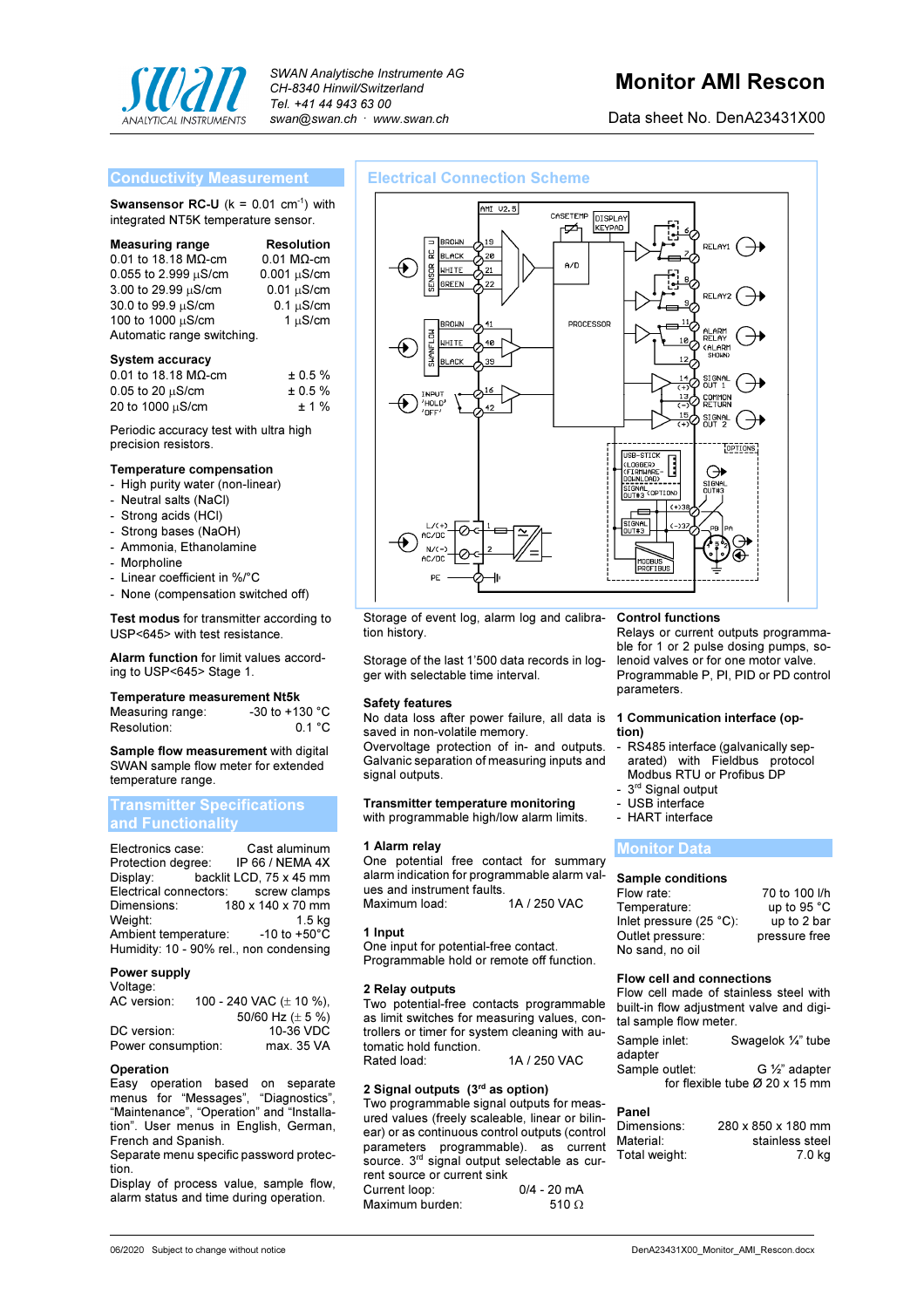## Conductivity Measurement

**Swansensor RC-U** (k = 0.01 cm$^{-1}$) with integrated NT5K temperature sensor.

| Measuring range | Resolution |
|---|---|
| 0.01 to 18.18 MΩ-cm | 0.01 MΩ-cm |
| 0.055 to 2.999 µS/cm | 0.001 µS/cm |
| 3.00 to 29.99 µS/cm | 0.01 µS/cm |
| 30.0 to 99.9 µS/cm | 0.1 µS/cm |
| 100 to 1000 µS/cm | 1 µS/cm |

Automatic range switching.

**System accuracy**

| | |
|---|---|
| 0.01 to 18.18 MΩ-cm | ± 0.5 % |
| 0.05 to 20 µS/cm | ± 0.5 % |
| 20 to 1000 µS/cm | ± 1 % |

Periodic accuracy test with ultra high precision resistors.

**Temperature compensation**

- High purity water (non-linear)
- Neutral salts (NaCl)
- Strong acids (HCl)
- Strong bases (NaOH)
- Ammonia, Ethanolamine
- Morpholine
- Linear coefficient in %/°C
- None (compensation switched off)

**Test modus** for transmitter according to USP<645> with test resistance.

**Alarm function** for limit values according to USP<645> Stage 1.

**Temperature measurement Nt5k**
Measuring range: -30 to +130 °C
Resolution: 0.1 °C

**Sample flow measurement** with digital SWAN sample flow meter for extended temperature range.

## Transmitter Specifications and Functionality

| | |
|---|---|
| Electronics case: | Cast aluminum |
| Protection degree: | IP 66 / NEMA 4X |
| Display: | backlit LCD, 75 x 45 mm |
| Electrical connectors: | screw clamps |
| Dimensions: | 180 x 140 x 70 mm |
| Weight: | 1.5 kg |
| Ambient temperature: | -10 to +50°C |
| Humidity: 10 - 90% rel., non condensing | |

**Power supply**
Voltage:
AC version: 100 - 240 VAC (± 10 %), 50/60 Hz (± 5 %)
DC version: 10-36 VDC
Power consumption: max. 35 VA

**Operation**
Easy operation based on separate menus for "Messages", "Diagnostics", "Maintenance", "Operation" and "Installation". User menus in English, German, French and Spanish.
Separate menu specific password protection.
Display of process value, sample flow, alarm status and time during operation.

## Electrical Connection Scheme

AMI V2.5
CASETEMP
DISPLAY KEYPAD
A/D
PROCESSOR
SENSOR RC U: BROWN 19, BLACK 20, WHITE 21, GREEN 22
SWANFLOW: BROWN 41, WHITE 40, BLACK 39
INPUT 'HOLD' 'OFF' 16, 42
RELAY1 6, 7
RELAY2 8, 9
ALARM RELAY (ALARM SHOWN) 11, 10, 12
SIGNAL OUT 1 (+) 14
COMMON RETURN (-) 13
SIGNAL OUT 2 (+) 15
OPTIONS
USB-STICK (LOGGER) (FIRMWARE-DOWNLOAD)
SIGNAL OUT#3 (OPTION)
SIGNAL OUT#3
(+)38 (-)37
MODBUS PROFIBUS
PB PA
L/(+) AC/DC 1
N/(-) AC/DC 2
PE

Storage of event log, alarm log and calibration history.

Storage of the last 1'500 data records in logger with selectable time interval.

**Safety features**
No data loss after power failure, all data is saved in non-volatile memory.
Overvoltage protection of in- and outputs.
Galvanic separation of measuring inputs and signal outputs.

**Transmitter temperature monitoring** with programmable high/low alarm limits.

**1 Alarm relay**
One potential free contact for summary alarm indication for programmable alarm values and instrument faults.
Maximum load: 1A / 250 VAC

**1 Input**
One input for potential-free contact.
Programmable hold or remote off function.

**2 Relay outputs**
Two potential-free contacts programmable as limit switches for measuring values, controllers or timer for system cleaning with automatic hold function.
Rated load: 1A / 250 VAC

**2 Signal outputs (3$^{rd}$ as option)**
Two programmable signal outputs for measured values (freely scaleable, linear or bilinear) or as continuous control outputs (control parameters programmable). as current source. 3$^{rd}$ signal output selectable as current source or current sink
Current loop: 0/4 - 20 mA
Maximum burden: 510 Ω

**Control functions**
Relays or current outputs programmable for 1 or 2 pulse dosing pumps, solenoid valves or for one motor valve.
Programmable P, PI, PID or PD control parameters.

**1 Communication interface (option)**

- RS485 interface (galvanically separated) with Fieldbus protocol Modbus RTU or Profibus DP
- 3$^{rd}$ Signal output
- USB interface
- HART interface

## Monitor Data

**Sample conditions**

| | |
|---|---|
| Flow rate: | 70 to 100 l/h |
| Temperature: | up to 95 °C |
| Inlet pressure (25 °C): | up to 2 bar |
| Outlet pressure: | pressure free |
| No sand, no oil | |

**Flow cell and connections**
Flow cell made of stainless steel with built-in flow adjustment valve and digital sample flow meter.

Sample inlet: Swagelok ¼" tube adapter
Sample outlet: G ½" adapter for flexible tube Ø 20 x 15 mm

**Panel**

| | |
|---|---|
| Dimensions: | 280 x 850 x 180 mm |
| Material: | stainless steel |
| Total weight: | 7.0 kg |

06/2020 Subject to change without notice